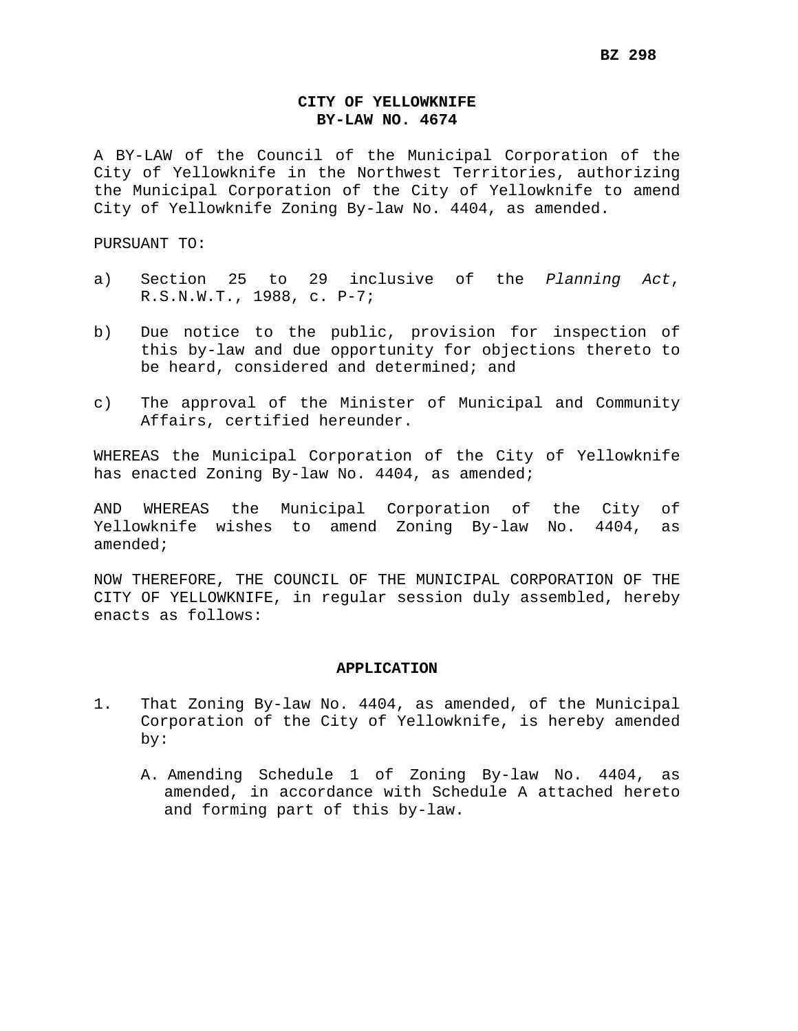**BZ 298**

# CITY OF YELLOWKNIFE
# BY-LAW NO. 4674

A BY-LAW of the Council of the Municipal Corporation of the City of Yellowknife in the Northwest Territories, authorizing the Municipal Corporation of the City of Yellowknife to amend City of Yellowknife Zoning By-law No. 4404, as amended.

PURSUANT TO:

a) Section 25 to 29 inclusive of the *Planning Act*, R.S.N.W.T., 1988, c. P-7;

b) Due notice to the public, provision for inspection of this by-law and due opportunity for objections thereto to be heard, considered and determined; and

c) The approval of the Minister of Municipal and Community Affairs, certified hereunder.

WHEREAS the Municipal Corporation of the City of Yellowknife has enacted Zoning By-law No. 4404, as amended;

AND WHEREAS the Municipal Corporation of the City of Yellowknife wishes to amend Zoning By-law No. 4404, as amended;

NOW THEREFORE, THE COUNCIL OF THE MUNICIPAL CORPORATION OF THE CITY OF YELLOWKNIFE, in regular session duly assembled, hereby enacts as follows:

## APPLICATION

1. That Zoning By-law No. 4404, as amended, of the Municipal Corporation of the City of Yellowknife, is hereby amended by:

   A. Amending Schedule 1 of Zoning By-law No. 4404, as amended, in accordance with Schedule A attached hereto and forming part of this by-law.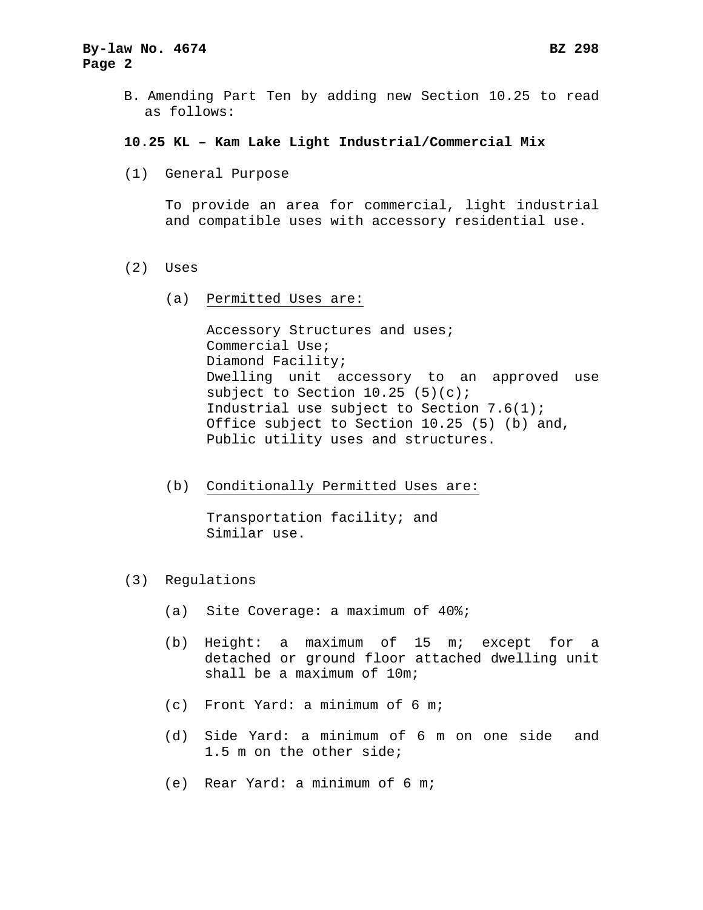B. Amending Part Ten by adding new Section 10.25 to read as follows:

**10.25 KL – Kam Lake Light Industrial/Commercial Mix**

(1) General Purpose

To provide an area for commercial, light industrial and compatible uses with accessory residential use.

(2) Uses

(a) Permitted Uses are:

Accessory Structures and uses;
Commercial Use;
Diamond Facility;
Dwelling unit accessory to an approved use subject to Section 10.25 (5)(c);
Industrial use subject to Section 7.6(1);
Office subject to Section 10.25 (5) (b) and,
Public utility uses and structures.

(b) Conditionally Permitted Uses are:

Transportation facility; and
Similar use.

(3) Regulations

(a) Site Coverage: a maximum of 40%;

(b) Height: a maximum of 15 m; except for a detached or ground floor attached dwelling unit shall be a maximum of 10m;

(c) Front Yard: a minimum of 6 m;

(d) Side Yard: a minimum of 6 m on one side and 1.5 m on the other side;

(e) Rear Yard: a minimum of 6 m;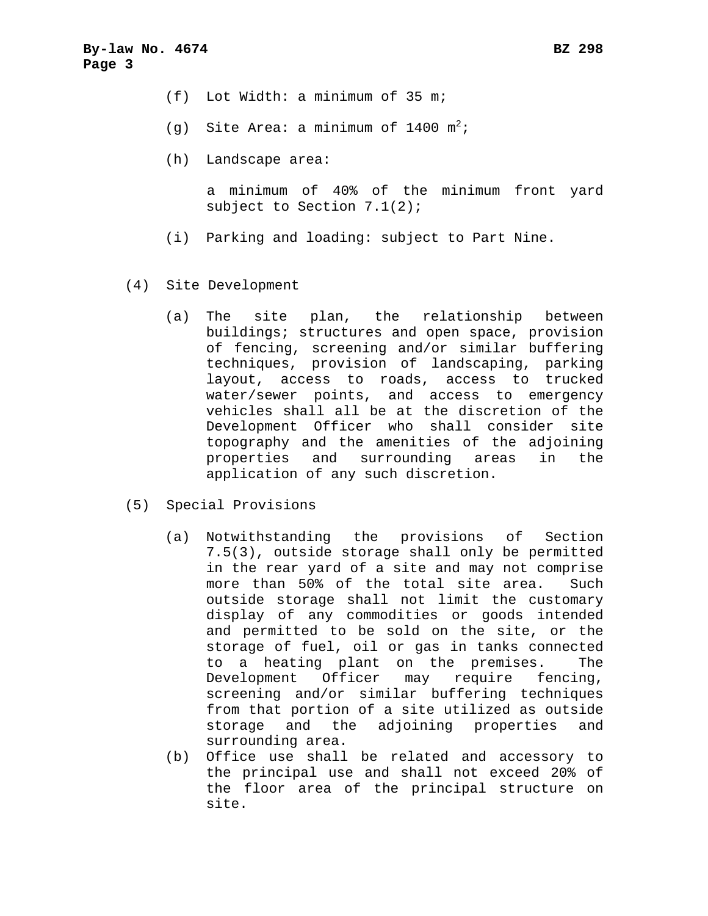(f) Lot Width: a minimum of 35 m;

(g) Site Area: a minimum of 1400 $m^2$;

(h) Landscape area:

a minimum of 40% of the minimum front yard subject to Section 7.1(2);

(i) Parking and loading: subject to Part Nine.

(4) Site Development

(a) The site plan, the relationship between buildings; structures and open space, provision of fencing, screening and/or similar buffering techniques, provision of landscaping, parking layout, access to roads, access to trucked water/sewer points, and access to emergency vehicles shall all be at the discretion of the Development Officer who shall consider site topography and the amenities of the adjoining properties and surrounding areas in the application of any such discretion.

(5) Special Provisions

(a) Notwithstanding the provisions of Section 7.5(3), outside storage shall only be permitted in the rear yard of a site and may not comprise more than 50% of the total site area. Such outside storage shall not limit the customary display of any commodities or goods intended and permitted to be sold on the site, or the storage of fuel, oil or gas in tanks connected to a heating plant on the premises. The Development Officer may require fencing, screening and/or similar buffering techniques from that portion of a site utilized as outside storage and the adjoining properties and surrounding area.

(b) Office use shall be related and accessory to the principal use and shall not exceed 20% of the floor area of the principal structure on site.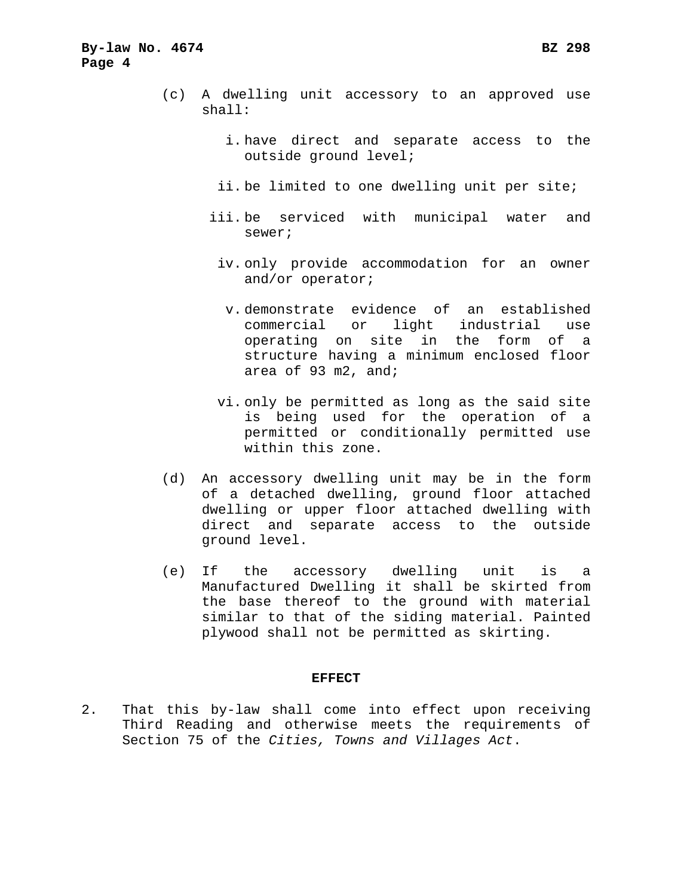(c) A dwelling unit accessory to an approved use shall:

   i. have direct and separate access to the outside ground level;

   ii. be limited to one dwelling unit per site;

   iii. be serviced with municipal water and sewer;

   iv. only provide accommodation for an owner and/or operator;

   v. demonstrate evidence of an established commercial or light industrial use operating on site in the form of a structure having a minimum enclosed floor area of 93 m2, and;

   vi. only be permitted as long as the said site is being used for the operation of a permitted or conditionally permitted use within this zone.

(d) An accessory dwelling unit may be in the form of a detached dwelling, ground floor attached dwelling or upper floor attached dwelling with direct and separate access to the outside ground level.

(e) If the accessory dwelling unit is a Manufactured Dwelling it shall be skirted from the base thereof to the ground with material similar to that of the siding material. Painted plywood shall not be permitted as skirting.

**EFFECT**

2. That this by-law shall come into effect upon receiving Third Reading and otherwise meets the requirements of Section 75 of the *Cities, Towns and Villages Act*.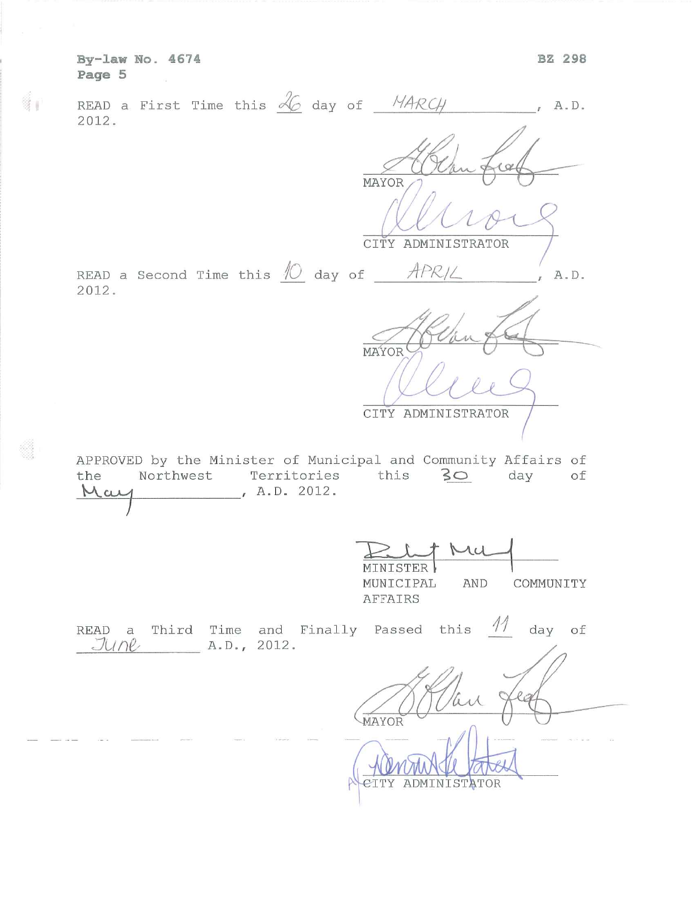By-law No. 4674 BZ 298

READ a First Time this 26 day of MARCH, A.D. 2012.

MAYOR

CITY ADMINISTRATOR

READ a Second Time this 10 day of APRIL, A.D. 2012.

MAYOR

CITY ADMINISTRATOR

APPROVED by the Minister of Municipal and Community Affairs of the Northwest Territories this 30 day of May, A.D. 2012.

MINISTER
MUNICIPAL AND COMMUNITY AFFAIRS

READ a Third Time and Finally Passed this 11 day of June A.D., 2012.

MAYOR

CITY ADMINISTATOR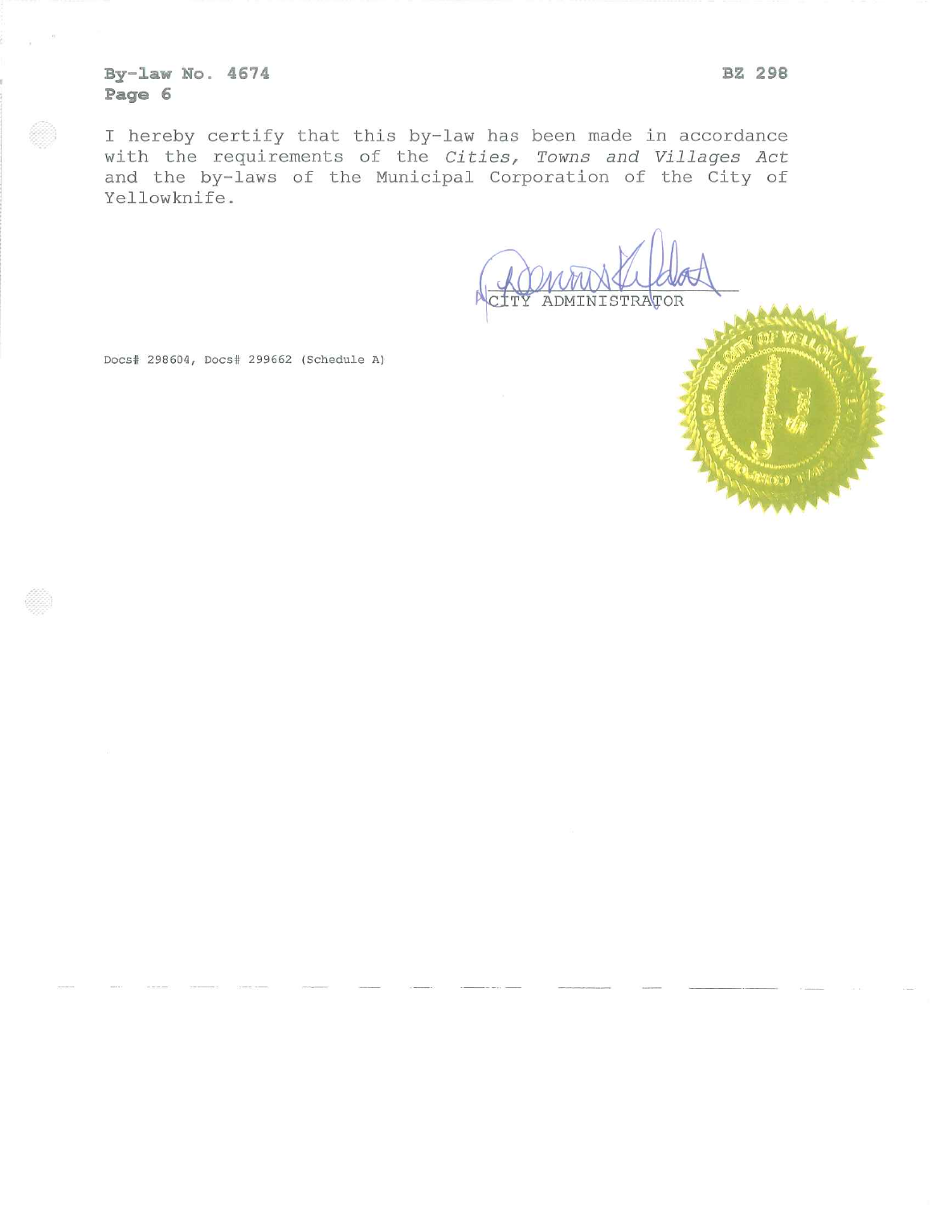By-law No. 4674 BZ 298
Page 6

I hereby certify that this by-law has been made in accordance with the requirements of the *Cities, Towns and Villages Act* and the by-laws of the Municipal Corporation of the City of Yellowknife.

CITY ADMINISTRATOR

Docs# 298604, Docs# 299662 (Schedule A)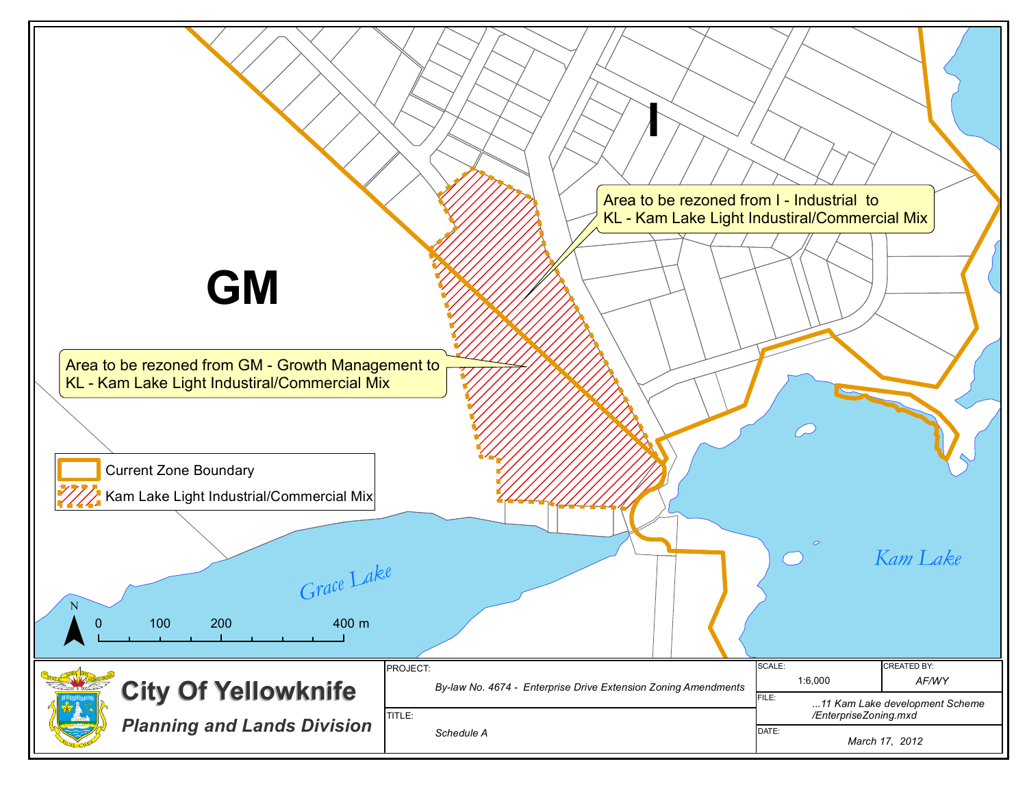GM

I

Area to be rezoned from I - Industrial to KL - Kam Lake Light Industiral/Commercial Mix

Area to be rezoned from GM - Growth Management to KL - Kam Lake Light Industiral/Commercial Mix

Current Zone Boundary

Kam Lake Light Industrial/Commercial Mix

Grace Lake

Kam Lake

N

0 100 200 400 m

**City Of Yellowknife**

***Planning and Lands Division***

| | | | |
|---|---|---|---|
| PROJECT: *By-law No. 4674 - Enterprise Drive Extension Zoning Amendments* | SCALE: 1:6,000 | CREATED BY: *AF/WY* | |
| | FILE: *...11 Kam Lake development Scheme /EnterpriseZoning.mxd* | | |
| TITLE: *Schedule A* | DATE: *March 17, 2012* | | |